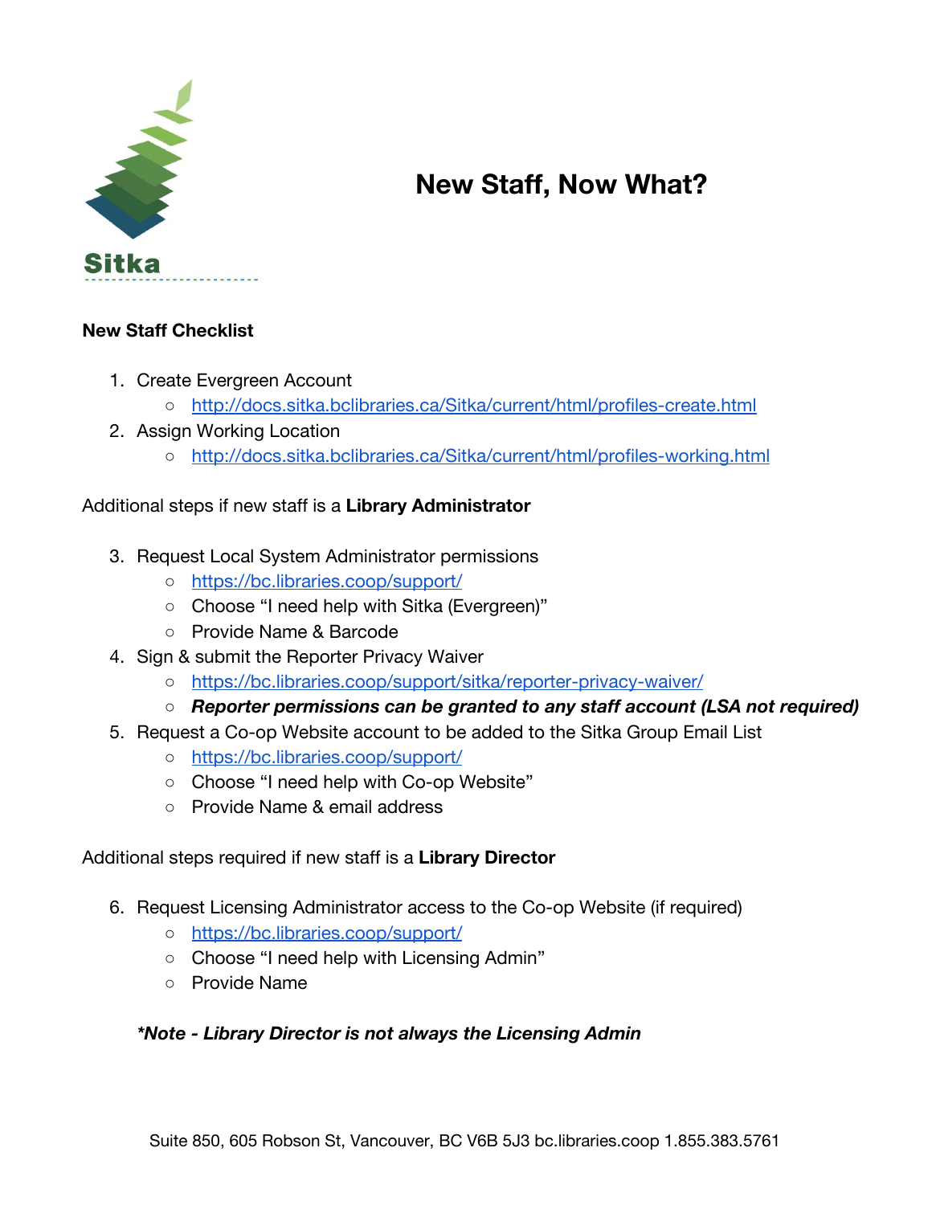Sitka

# New Staff, Now What?

**New Staff Checklist**

1. Create Evergreen Account
   - http://docs.sitka.bclibraries.ca/Sitka/current/html/profiles-create.html
2. Assign Working Location
   - http://docs.sitka.bclibraries.ca/Sitka/current/html/profiles-working.html

Additional steps if new staff is a **Library Administrator**

3. Request Local System Administrator permissions
   - https://bc.libraries.coop/support/
   - Choose "I need help with Sitka (Evergreen)"
   - Provide Name & Barcode
4. Sign & submit the Reporter Privacy Waiver
   - https://bc.libraries.coop/support/sitka/reporter-privacy-waiver/
   - ***Reporter permissions can be granted to any staff account (LSA not required)***
5. Request a Co-op Website account to be added to the Sitka Group Email List
   - https://bc.libraries.coop/support/
   - Choose "I need help with Co-op Website"
   - Provide Name & email address

Additional steps required if new staff is a **Library Director**

6. Request Licensing Administrator access to the Co-op Website (if required)
   - https://bc.libraries.coop/support/
   - Choose "I need help with Licensing Admin"
   - Provide Name

***\*Note - Library Director is not always the Licensing Admin***

Suite 850, 605 Robson St, Vancouver, BC V6B 5J3 bc.libraries.coop 1.855.383.5761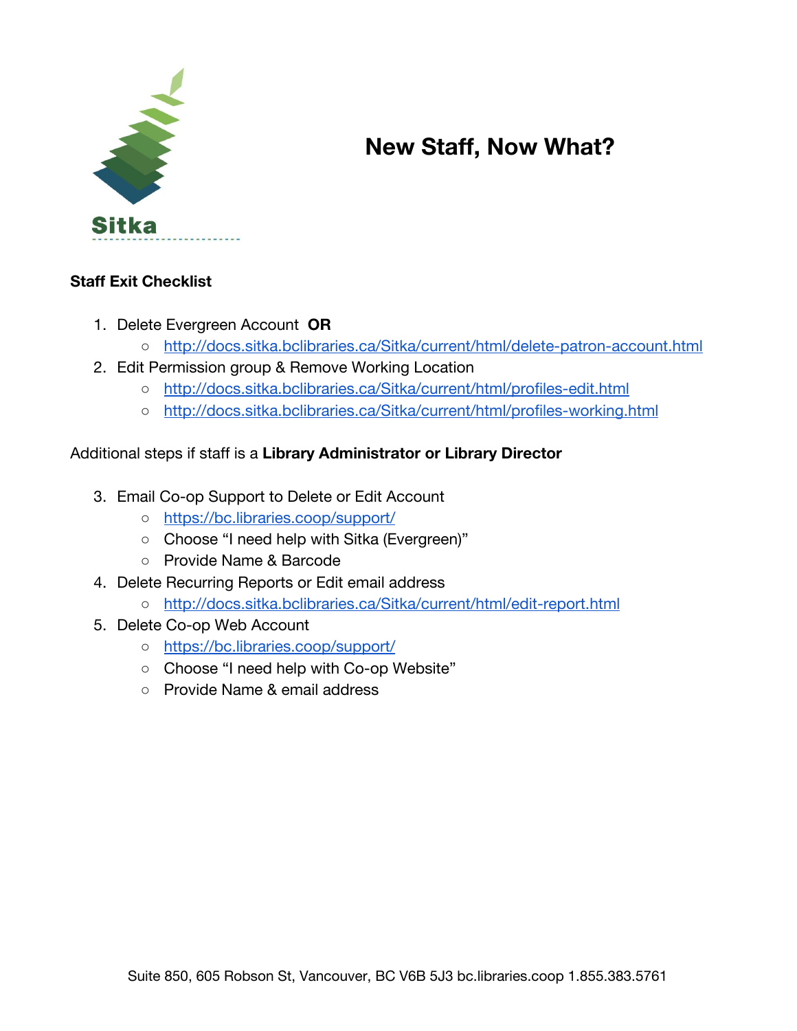Sitka

# New Staff, Now What?

**Staff Exit Checklist**

1. Delete Evergreen Account **OR**
   - http://docs.sitka.bclibraries.ca/Sitka/current/html/delete-patron-account.html
2. Edit Permission group & Remove Working Location
   - http://docs.sitka.bclibraries.ca/Sitka/current/html/profiles-edit.html
   - http://docs.sitka.bclibraries.ca/Sitka/current/html/profiles-working.html

Additional steps if staff is a **Library Administrator or Library Director**

3. Email Co-op Support to Delete or Edit Account
   - https://bc.libraries.coop/support/
   - Choose "I need help with Sitka (Evergreen)"
   - Provide Name & Barcode
4. Delete Recurring Reports or Edit email address
   - http://docs.sitka.bclibraries.ca/Sitka/current/html/edit-report.html
5. Delete Co-op Web Account
   - https://bc.libraries.coop/support/
   - Choose "I need help with Co-op Website"
   - Provide Name & email address

Suite 850, 605 Robson St, Vancouver, BC V6B 5J3 bc.libraries.coop 1.855.383.5761